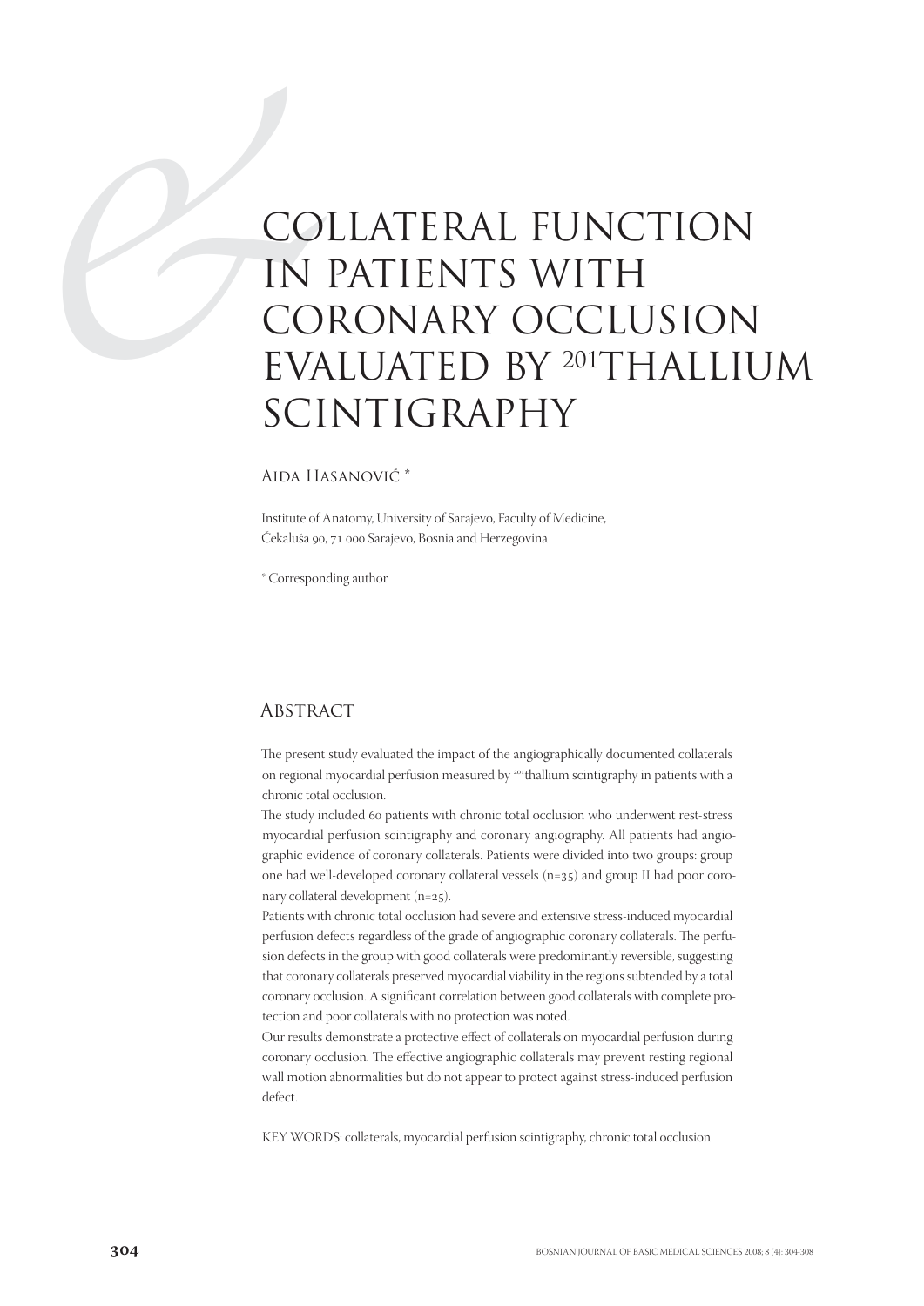# COLLATERAL FUNCTION IN PATIENTS WITH CORONARY OCCLUSION EVALUATED BY $^{201}$THALLIUM SCINTIGRAPHY

Aida Hasanović *

Institute of Anatomy, University of Sarajevo, Faculty of Medicine, Čekaluša 90, 71 000 Sarajevo, Bosnia and Herzegovina

* Corresponding author

## Abstract

The present study evaluated the impact of the angiographically documented collaterals on regional myocardial perfusion measured by $^{201}$thallium scintigraphy in patients with a chronic total occlusion.

The study included 60 patients with chronic total occlusion who underwent rest-stress myocardial perfusion scintigraphy and coronary angiography. All patients had angiographic evidence of coronary collaterals. Patients were divided into two groups: group one had well-developed coronary collateral vessels (n=35) and group II had poor coronary collateral development (n=25).

Patients with chronic total occlusion had severe and extensive stress-induced myocardial perfusion defects regardless of the grade of angiographic coronary collaterals. The perfusion defects in the group with good collaterals were predominantly reversible, suggesting that coronary collaterals preserved myocardial viability in the regions subtended by a total coronary occlusion. A significant correlation between good collaterals with complete protection and poor collaterals with no protection was noted.

Our results demonstrate a protective effect of collaterals on myocardial perfusion during coronary occlusion. The effective angiographic collaterals may prevent resting regional wall motion abnormalities but do not appear to protect against stress-induced perfusion defect.

KEY WORDS: collaterals, myocardial perfusion scintigraphy, chronic total occlusion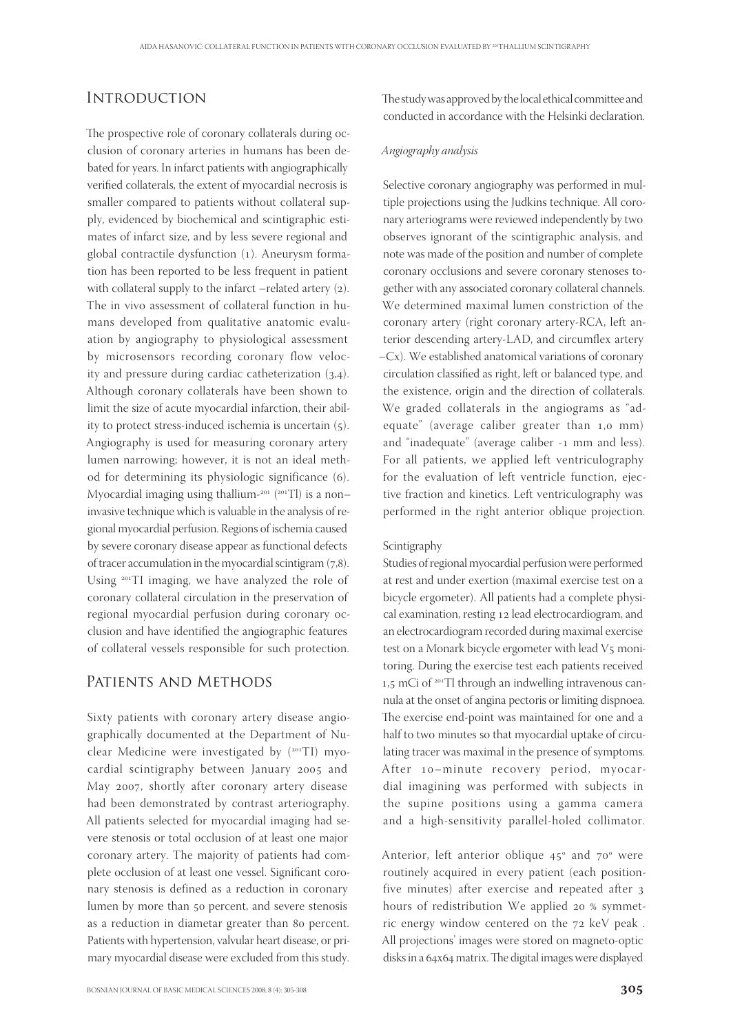## Introduction

The prospective role of coronary collaterals during occlusion of coronary arteries in humans has been debated for years. In infarct patients with angiographically verified collaterals, the extent of myocardial necrosis is smaller compared to patients without collateral supply, evidenced by biochemical and scintigraphic estimates of infarct size, and by less severe regional and global contractile dysfunction (1). Aneurysm formation has been reported to be less frequent in patient with collateral supply to the infarct –related artery (2). The in vivo assessment of collateral function in humans developed from qualitative anatomic evaluation by angiography to physiological assessment by microsensors recording coronary flow velocity and pressure during cardiac catheterization (3,4). Although coronary collaterals have been shown to limit the size of acute myocardial infarction, their ability to protect stress-induced ischemia is uncertain (5). Angiography is used for measuring coronary artery lumen narrowing; however, it is not an ideal method for determining its physiologic significance (6). Myocardial imaging using thallium-$^{201}$ ($^{201}$Tl) is a non–invasive technique which is valuable in the analysis of regional myocardial perfusion. Regions of ischemia caused by severe coronary disease appear as functional defects of tracer accumulation in the myocardial scintigram (7,8). Using $^{201}$TI imaging, we have analyzed the role of coronary collateral circulation in the preservation of regional myocardial perfusion during coronary occlusion and have identified the angiographic features of collateral vessels responsible for such protection.

## Patients and Methods

Sixty patients with coronary artery disease angiographically documented at the Department of Nuclear Medicine were investigated by ($^{201}$TI) myocardial scintigraphy between January 2005 and May 2007, shortly after coronary artery disease had been demonstrated by contrast arteriography. All patients selected for myocardial imaging had severe stenosis or total occlusion of at least one major coronary artery. The majority of patients had complete occlusion of at least one vessel. Significant coronary stenosis is defined as a reduction in coronary lumen by more than 50 percent, and severe stenosis as a reduction in diametar greater than 80 percent. Patients with hypertension, valvular heart disease, or primary myocardial disease were excluded from this study.

The study was approved by the local ethical committee and conducted in accordance with the Helsinki declaration.

*Angiography analysis*

Selective coronary angiography was performed in multiple projections using the Judkins technique. All coronary arteriograms were reviewed independently by two observes ignorant of the scintigraphic analysis, and note was made of the position and number of complete coronary occlusions and severe coronary stenoses together with any associated coronary collateral channels. We determined maximal lumen constriction of the coronary artery (right coronary artery-RCA, left anterior descending artery-LAD, and circumflex artery –Cx). We established anatomical variations of coronary circulation classified as right, left or balanced type, and the existence, origin and the direction of collaterals. We graded collaterals in the angiograms as "adequate" (average caliber greater than 1,0 mm) and "inadequate" (average caliber -1 mm and less). For all patients, we applied left ventriculography for the evaluation of left ventricle function, ejective fraction and kinetics. Left ventriculography was performed in the right anterior oblique projection.

Scintigraphy

Studies of regional myocardial perfusion were performed at rest and under exertion (maximal exercise test on a bicycle ergometer). All patients had a complete physical examination, resting 12 lead electrocardiogram, and an electrocardiogram recorded during maximal exercise test on a Monark bicycle ergometer with lead V5 monitoring. During the exercise test each patients received 1,5 mCi of $^{201}$Tl through an indwelling intravenous cannula at the onset of angina pectoris or limiting dispnoea. The exercise end-point was maintained for one and a half to two minutes so that myocardial uptake of circulating tracer was maximal in the presence of symptoms. After 10–minute recovery period, myocardial imagining was performed with subjects in the supine positions using a gamma camera and a high-sensitivity parallel-holed collimator.

Anterior, left anterior oblique 45° and 70° were routinely acquired in every patient (each position-five minutes) after exercise and repeated after 3 hours of redistribution We applied 20 % symmetric energy window centered on the 72 keV peak . All projections' images were stored on magneto-optic disks in a 64x64 matrix. The digital images were displayed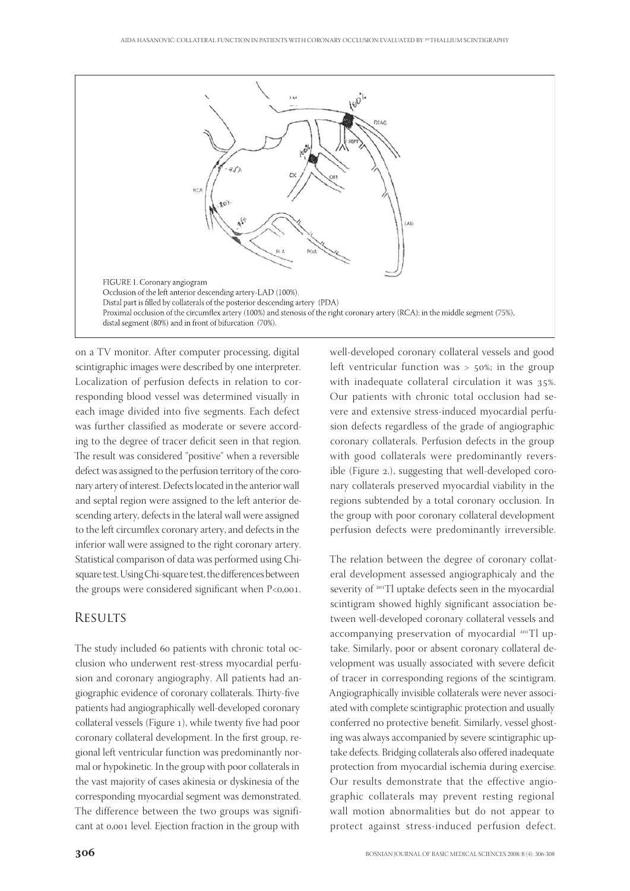FIGURE 1. Coronary angiogram
Occlusion of the left anterior descending artery-LAD (100%).
Distal part is filled by collaterals of the posterior descending artery (PDA)
Proximal occlusion of the circumflex artery (100%) and stenosis of the right coronary artery (RCA): in the middle segment (75%), distal segment (80%) and in front of bifurcation (70%).

on a TV monitor. After computer processing, digital scintigraphic images were described by one interpreter. Localization of perfusion defects in relation to corresponding blood vessel was determined visually in each image divided into five segments. Each defect was further classified as moderate or severe according to the degree of tracer deficit seen in that region. The result was considered "positive" when a reversible defect was assigned to the perfusion territory of the coronary artery of interest. Defects located in the anterior wall and septal region were assigned to the left anterior descending artery, defects in the lateral wall were assigned to the left circumflex coronary artery, and defects in the inferior wall were assigned to the right coronary artery. Statistical comparison of data was performed using Chi-square test. Using Chi-square test, the differences between the groups were considered significant when $P<0,001$.

## Results

The study included 60 patients with chronic total occlusion who underwent rest-stress myocardial perfusion and coronary angiography. All patients had angiographic evidence of coronary collaterals. Thirty-five patients had angiographically well-developed coronary collateral vessels (Figure 1), while twenty five had poor coronary collateral development. In the first group, regional left ventricular function was predominantly normal or hypokinetic. In the group with poor collaterals in the vast majority of cases akinesia or dyskinesia of the corresponding myocardial segment was demonstrated. The difference between the two groups was significant at 0,001 level. Ejection fraction in the group with well-developed coronary collateral vessels and good left ventricular function was > 50%; in the group with inadequate collateral circulation it was 35%. Our patients with chronic total occlusion had severe and extensive stress-induced myocardial perfusion defects regardless of the grade of angiographic coronary collaterals. Perfusion defects in the group with good collaterals were predominantly reversible (Figure 2.), suggesting that well-developed coronary collaterals preserved myocardial viability in the regions subtended by a total coronary occlusion. In the group with poor coronary collateral development perfusion defects were predominantly irreversible.

The relation between the degree of coronary collateral development assessed angiographicaly and the severity of $^{201}$Tl uptake defects seen in the myocardial scintigram showed highly significant association between well-developed coronary collateral vessels and accompanying preservation of myocardial $^{201}$Tl uptake. Similarly, poor or absent coronary collateral development was usually associated with severe deficit of tracer in corresponding regions of the scintigram. Angiographically invisible collaterals were never associated with complete scintigraphic protection and usually conferred no protective benefit. Similarly, vessel ghosting was always accompanied by severe scintigraphic uptake defects. Bridging collaterals also offered inadequate protection from myocardial ischemia during exercise. Our results demonstrate that the effective angiographic collaterals may prevent resting regional wall motion abnormalities but do not appear to protect against stress-induced perfusion defect.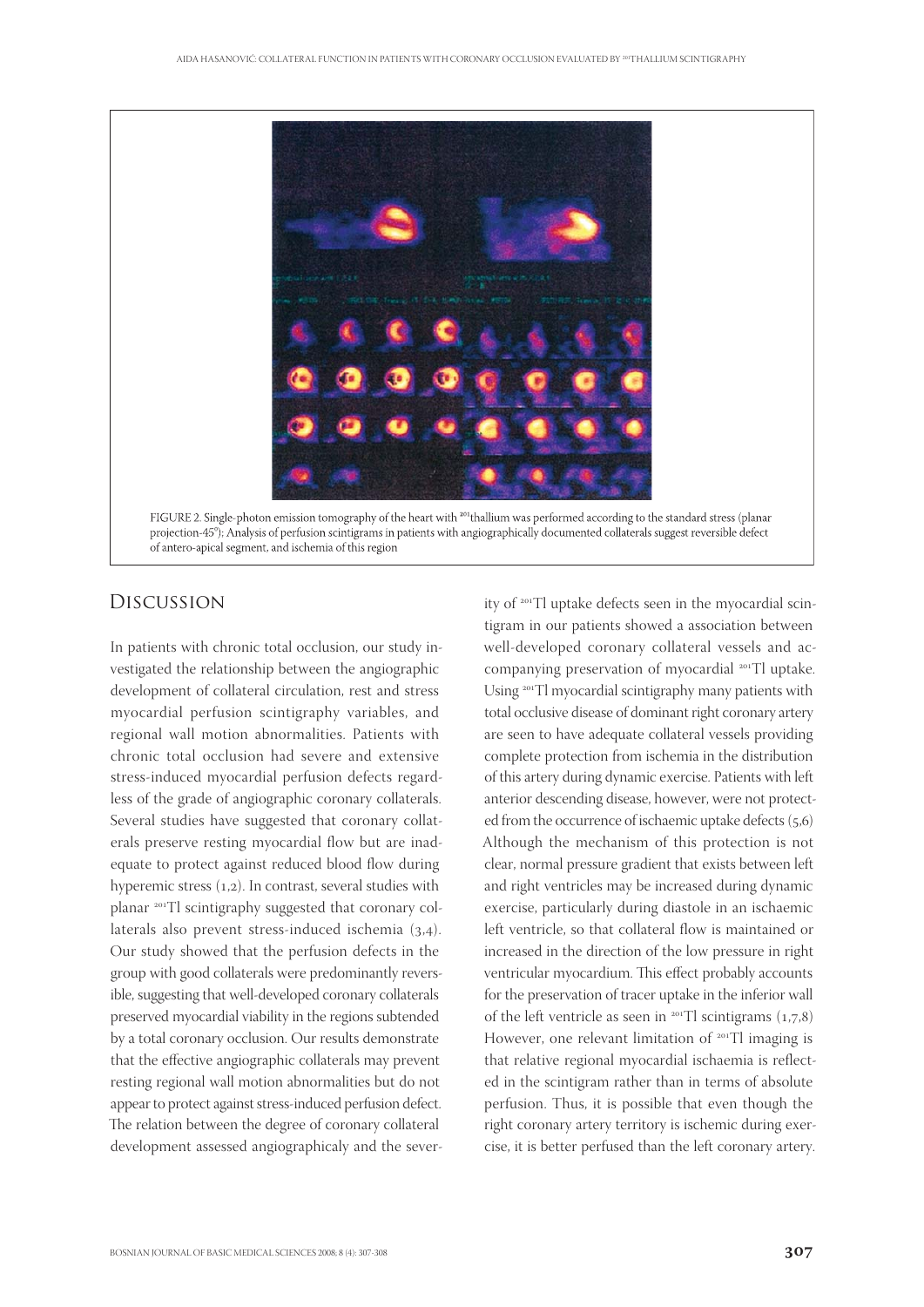FIGURE 2. Single-photon emission tomography of the heart with $^{201}$thallium was performed according to the standard stress (planar projection-45°); Analysis of perfusion scintigrams in patients with angiographically documented collaterals suggest reversible defect of antero-apical segment, and ischemia of this region

## Discussion

In patients with chronic total occlusion, our study investigated the relationship between the angiographic development of collateral circulation, rest and stress myocardial perfusion scintigraphy variables, and regional wall motion abnormalities. Patients with chronic total occlusion had severe and extensive stress-induced myocardial perfusion defects regardless of the grade of angiographic coronary collaterals. Several studies have suggested that coronary collaterals preserve resting myocardial flow but are inadequate to protect against reduced blood flow during hyperemic stress (1,2). In contrast, several studies with planar $^{201}$Tl scintigraphy suggested that coronary collaterals also prevent stress-induced ischemia (3,4). Our study showed that the perfusion defects in the group with good collaterals were predominantly reversible, suggesting that well-developed coronary collaterals preserved myocardial viability in the regions subtended by a total coronary occlusion. Our results demonstrate that the effective angiographic collaterals may prevent resting regional wall motion abnormalities but do not appear to protect against stress-induced perfusion defect. The relation between the degree of coronary collateral development assessed angiographicaly and the severity of $^{201}$Tl uptake defects seen in the myocardial scintigram in our patients showed a association between well-developed coronary collateral vessels and accompanying preservation of myocardial $^{201}$Tl uptake. Using $^{201}$Tl myocardial scintigraphy many patients with total occlusive disease of dominant right coronary artery are seen to have adequate collateral vessels providing complete protection from ischemia in the distribution of this artery during dynamic exercise. Patients with left anterior descending disease, however, were not protected from the occurrence of ischaemic uptake defects (5,6) Although the mechanism of this protection is not clear, normal pressure gradient that exists between left and right ventricles may be increased during dynamic exercise, particularly during diastole in an ischaemic left ventricle, so that collateral flow is maintained or increased in the direction of the low pressure in right ventricular myocardium. This effect probably accounts for the preservation of tracer uptake in the inferior wall of the left ventricle as seen in $^{201}$Tl scintigrams (1,7,8) However, one relevant limitation of $^{201}$Tl imaging is that relative regional myocardial ischaemia is reflected in the scintigram rather than in terms of absolute perfusion. Thus, it is possible that even though the right coronary artery territory is ischemic during exercise, it is better perfused than the left coronary artery.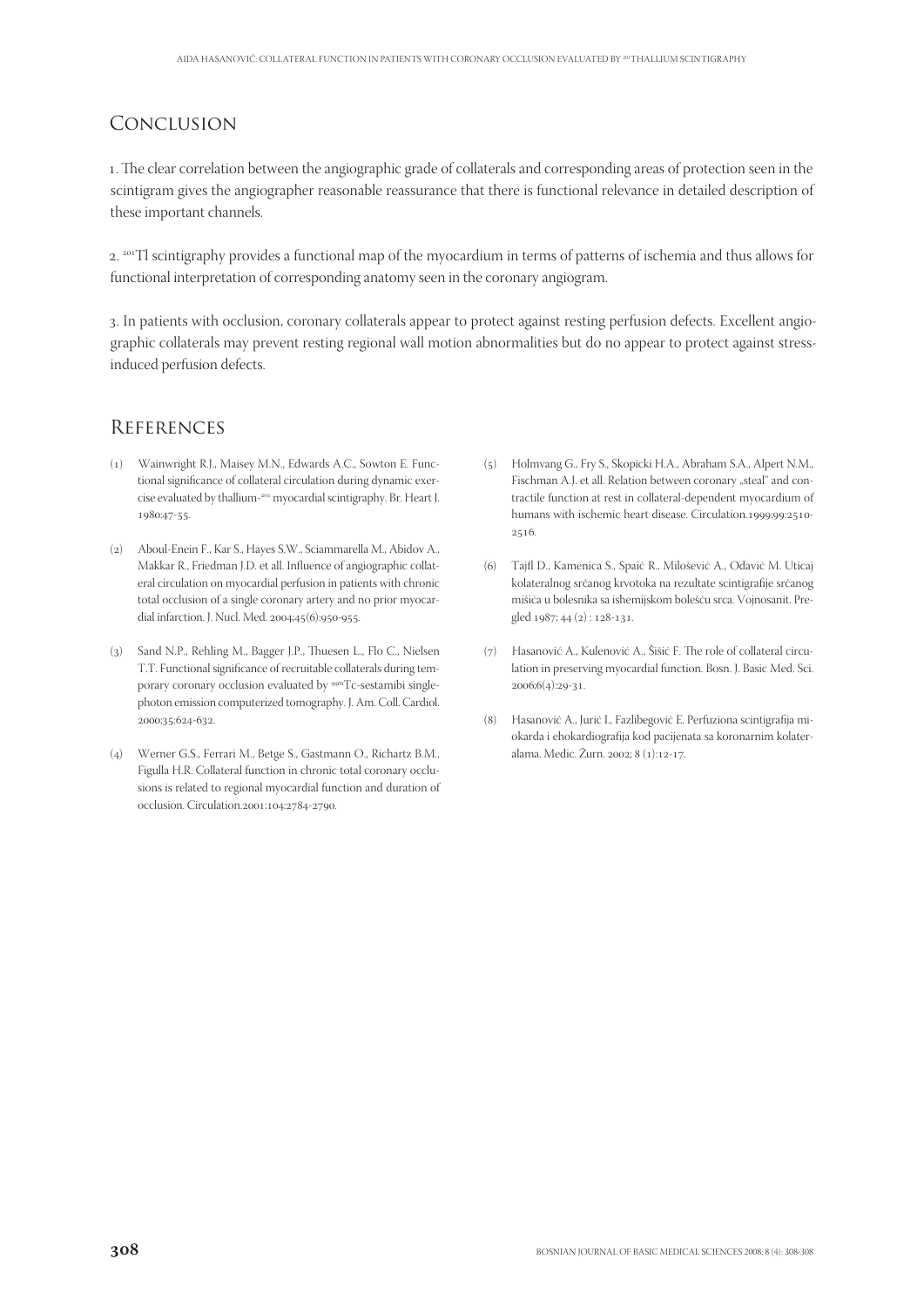## Conclusion

1. The clear correlation between the angiographic grade of collaterals and corresponding areas of protection seen in the scintigram gives the angiographer reasonable reassurance that there is functional relevance in detailed description of these important channels.

2. $^{201}$Tl scintigraphy provides a functional map of the myocardium in terms of patterns of ischemia and thus allows for functional interpretation of corresponding anatomy seen in the coronary angiogram.

3. In patients with occlusion, coronary collaterals appear to protect against resting perfusion defects. Excellent angiographic collaterals may prevent resting regional wall motion abnormalities but do no appear to protect against stress-induced perfusion defects.

## References

(1) Wainwright R.J., Maisey M.N., Edwards A.C., Sowton E. Functional significance of collateral circulation during dynamic exercise evaluated by thallium-$^{201}$ myocardial scintigraphy. Br. Heart J. 1980:47-55.

(2) Aboul-Enein F., Kar S., Hayes S.W., Sciammarella M., Abidov A., Makkar R., Friedman J.D. et all. Influence of angiographic collateral circulation on myocardial perfusion in patients with chronic total occlusion of a single coronary artery and no prior myocardial infarction. J. Nucl. Med. 2004;45(6):950-955.

(3) Sand N.P., Rehling M., Bagger J.P., Thuesen L., Flo C., Nielsen T.T. Functional significance of recruitable collaterals during temporary coronary occlusion evaluated by $^{99m}$Tc-sestamibi single-photon emission computerized tomography. J. Am. Coll. Cardiol. 2000;35:624-632.

(4) Werner G.S., Ferrari M., Betge S., Gastmann O., Richartz B.M., Figulla H.R. Collateral function in chronic total coronary occlusions is related to regional myocardial function and duration of occlusion. Circulation.2001;104:2784-2790.

(5) Holmvang G., Fry S., Skopicki H.A., Abraham S.A., Alpert N.M., Fischman A.J. et all. Relation between coronary „steal" and contractile function at rest in collateral-dependent myocardium of humans with ischemic heart disease. Circulation.1999;99:2510-2516.

(6) Tajfl D., Kamenica S., Spaić R., Milošević A., Odavić M. Uticaj kolateralnog srčanog krvotoka na rezultate scintigrafije srčanog mišića u bolesnika sa ishemijskom bolešću srca. Vojnosanit. Pregled 1987; 44 (2) : 128-131.

(7) Hasanović A., Kulenović A., Šišić F. The role of collateral circulation in preserving myocardial function. Bosn. J. Basic Med. Sci. 2006;6(4):29-31.

(8) Hasanović A., Jurić I., Fazlibegović E. Perfuziona scintigrafija miokarda i ehokardiografija kod pacijenata sa koronarnim kolateralama. Medic. Žurn. 2002; 8 (1):12-17.